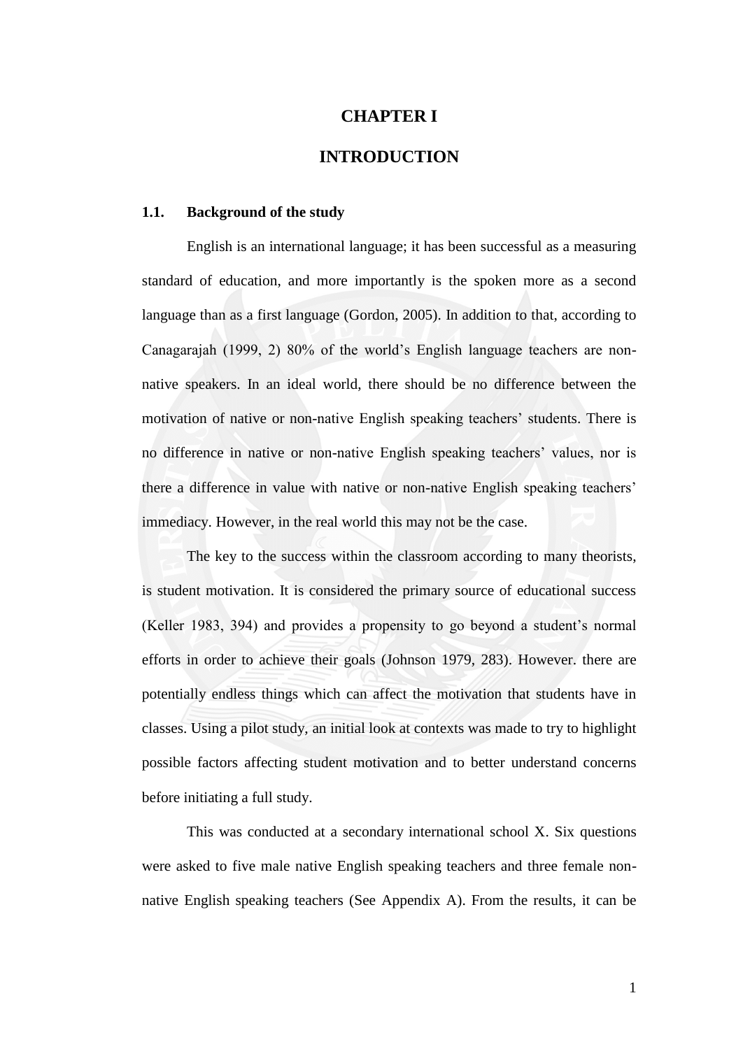# CHAPTER I

# INTRODUCTION

## 1.1. Background of the study

English is an international language; it has been successful as a measuring standard of education, and more importantly is the spoken more as a second language than as a first language (Gordon, 2005). In addition to that, according to Canagarajah (1999, 2) 80% of the world's English language teachers are non-native speakers. In an ideal world, there should be no difference between the motivation of native or non-native English speaking teachers' students. There is no difference in native or non-native English speaking teachers' values, nor is there a difference in value with native or non-native English speaking teachers' immediacy. However, in the real world this may not be the case.

The key to the success within the classroom according to many theorists, is student motivation. It is considered the primary source of educational success (Keller 1983, 394) and provides a propensity to go beyond a student's normal efforts in order to achieve their goals (Johnson 1979, 283). However. there are potentially endless things which can affect the motivation that students have in classes. Using a pilot study, an initial look at contexts was made to try to highlight possible factors affecting student motivation and to better understand concerns before initiating a full study.

This was conducted at a secondary international school X. Six questions were asked to five male native English speaking teachers and three female non-native English speaking teachers (See Appendix A). From the results, it can be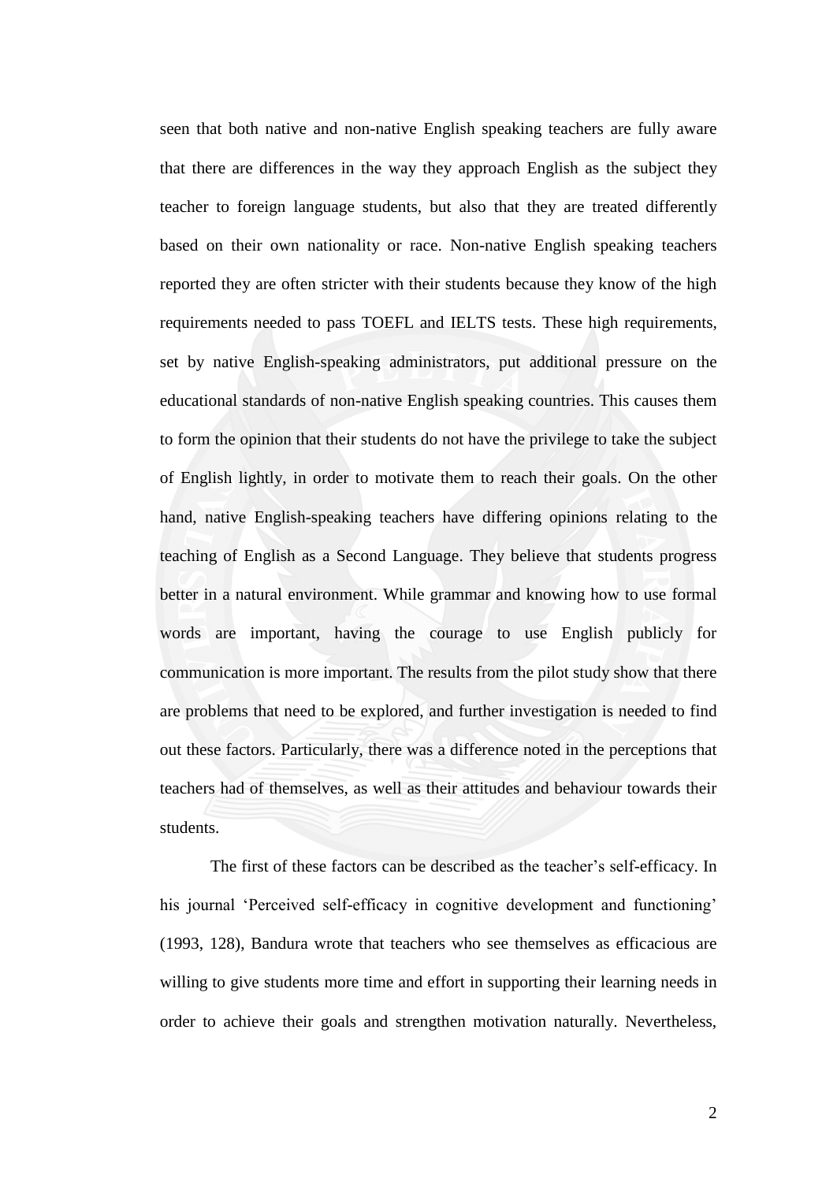seen that both native and non-native English speaking teachers are fully aware that there are differences in the way they approach English as the subject they teacher to foreign language students, but also that they are treated differently based on their own nationality or race. Non-native English speaking teachers reported they are often stricter with their students because they know of the high requirements needed to pass TOEFL and IELTS tests. These high requirements, set by native English-speaking administrators, put additional pressure on the educational standards of non-native English speaking countries. This causes them to form the opinion that their students do not have the privilege to take the subject of English lightly, in order to motivate them to reach their goals. On the other hand, native English-speaking teachers have differing opinions relating to the teaching of English as a Second Language. They believe that students progress better in a natural environment. While grammar and knowing how to use formal words are important, having the courage to use English publicly for communication is more important. The results from the pilot study show that there are problems that need to be explored, and further investigation is needed to find out these factors. Particularly, there was a difference noted in the perceptions that teachers had of themselves, as well as their attitudes and behaviour towards their students.

The first of these factors can be described as the teacher's self-efficacy. In his journal 'Perceived self-efficacy in cognitive development and functioning' (1993, 128), Bandura wrote that teachers who see themselves as efficacious are willing to give students more time and effort in supporting their learning needs in order to achieve their goals and strengthen motivation naturally. Nevertheless,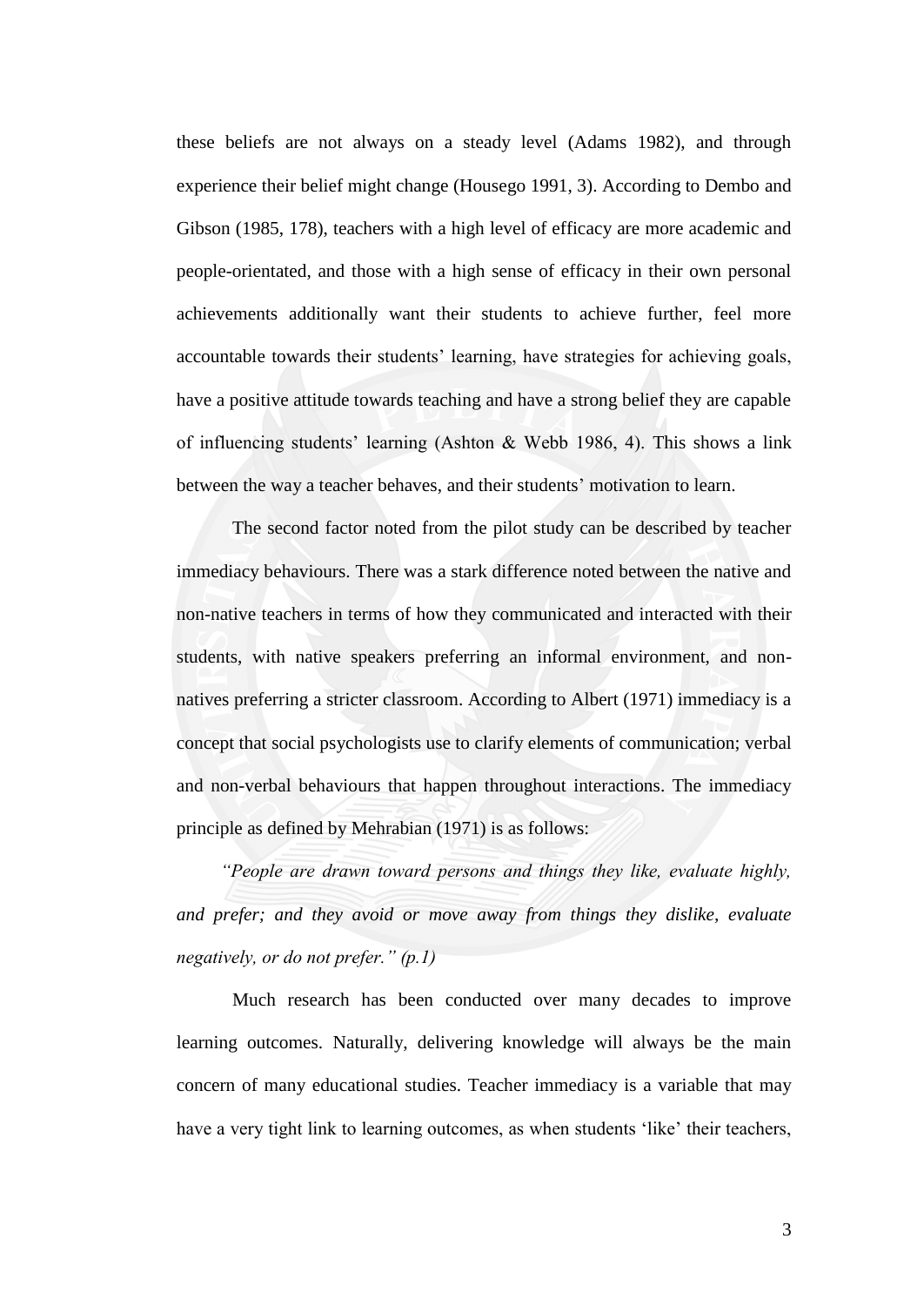these beliefs are not always on a steady level (Adams 1982), and through experience their belief might change (Housego 1991, 3). According to Dembo and Gibson (1985, 178), teachers with a high level of efficacy are more academic and people-orientated, and those with a high sense of efficacy in their own personal achievements additionally want their students to achieve further, feel more accountable towards their students' learning, have strategies for achieving goals, have a positive attitude towards teaching and have a strong belief they are capable of influencing students' learning (Ashton & Webb 1986, 4). This shows a link between the way a teacher behaves, and their students' motivation to learn.

The second factor noted from the pilot study can be described by teacher immediacy behaviours. There was a stark difference noted between the native and non-native teachers in terms of how they communicated and interacted with their students, with native speakers preferring an informal environment, and non-natives preferring a stricter classroom. According to Albert (1971) immediacy is a concept that social psychologists use to clarify elements of communication; verbal and non-verbal behaviours that happen throughout interactions. The immediacy principle as defined by Mehrabian (1971) is as follows:

*"People are drawn toward persons and things they like, evaluate highly, and prefer; and they avoid or move away from things they dislike, evaluate negatively, or do not prefer." (p.1)*

Much research has been conducted over many decades to improve learning outcomes. Naturally, delivering knowledge will always be the main concern of many educational studies. Teacher immediacy is a variable that may have a very tight link to learning outcomes, as when students 'like' their teachers,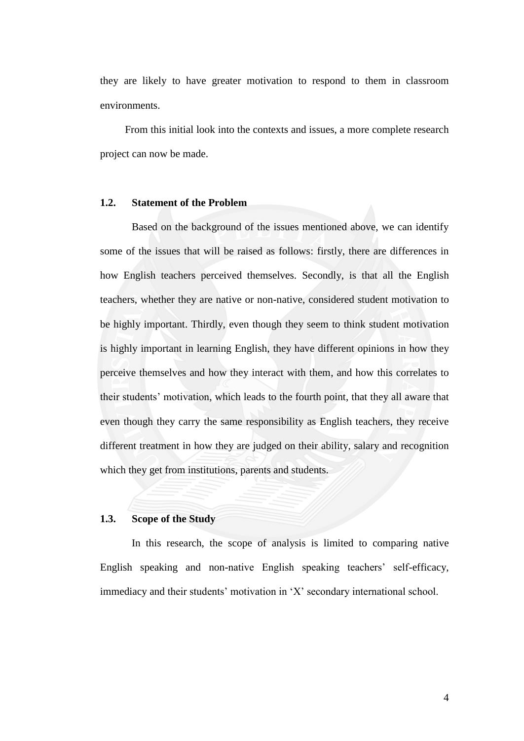they are likely to have greater motivation to respond to them in classroom environments.

From this initial look into the contexts and issues, a more complete research project can now be made.

### 1.2. Statement of the Problem

Based on the background of the issues mentioned above, we can identify some of the issues that will be raised as follows: firstly, there are differences in how English teachers perceived themselves. Secondly, is that all the English teachers, whether they are native or non-native, considered student motivation to be highly important. Thirdly, even though they seem to think student motivation is highly important in learning English, they have different opinions in how they perceive themselves and how they interact with them, and how this correlates to their students' motivation, which leads to the fourth point, that they all aware that even though they carry the same responsibility as English teachers, they receive different treatment in how they are judged on their ability, salary and recognition which they get from institutions, parents and students.

### 1.3. Scope of the Study

In this research, the scope of analysis is limited to comparing native English speaking and non-native English speaking teachers' self-efficacy, immediacy and their students' motivation in 'X' secondary international school.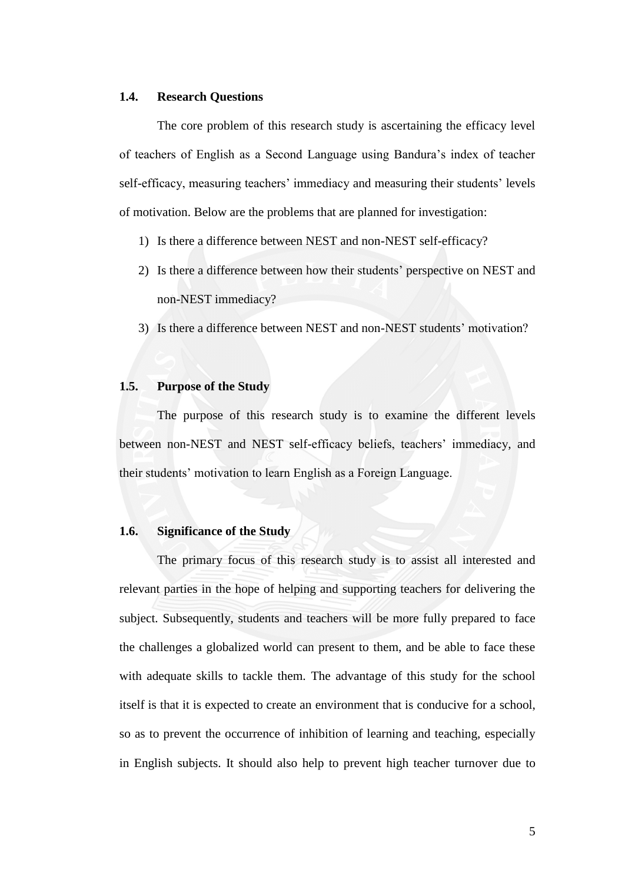### 1.4. Research Questions

The core problem of this research study is ascertaining the efficacy level of teachers of English as a Second Language using Bandura's index of teacher self-efficacy, measuring teachers' immediacy and measuring their students' levels of motivation. Below are the problems that are planned for investigation:

1) Is there a difference between NEST and non-NEST self-efficacy?
2) Is there a difference between how their students' perspective on NEST and non-NEST immediacy?
3) Is there a difference between NEST and non-NEST students' motivation?

### 1.5. Purpose of the Study

The purpose of this research study is to examine the different levels between non-NEST and NEST self-efficacy beliefs, teachers' immediacy, and their students' motivation to learn English as a Foreign Language.

### 1.6. Significance of the Study

The primary focus of this research study is to assist all interested and relevant parties in the hope of helping and supporting teachers for delivering the subject. Subsequently, students and teachers will be more fully prepared to face the challenges a globalized world can present to them, and be able to face these with adequate skills to tackle them. The advantage of this study for the school itself is that it is expected to create an environment that is conducive for a school, so as to prevent the occurrence of inhibition of learning and teaching, especially in English subjects. It should also help to prevent high teacher turnover due to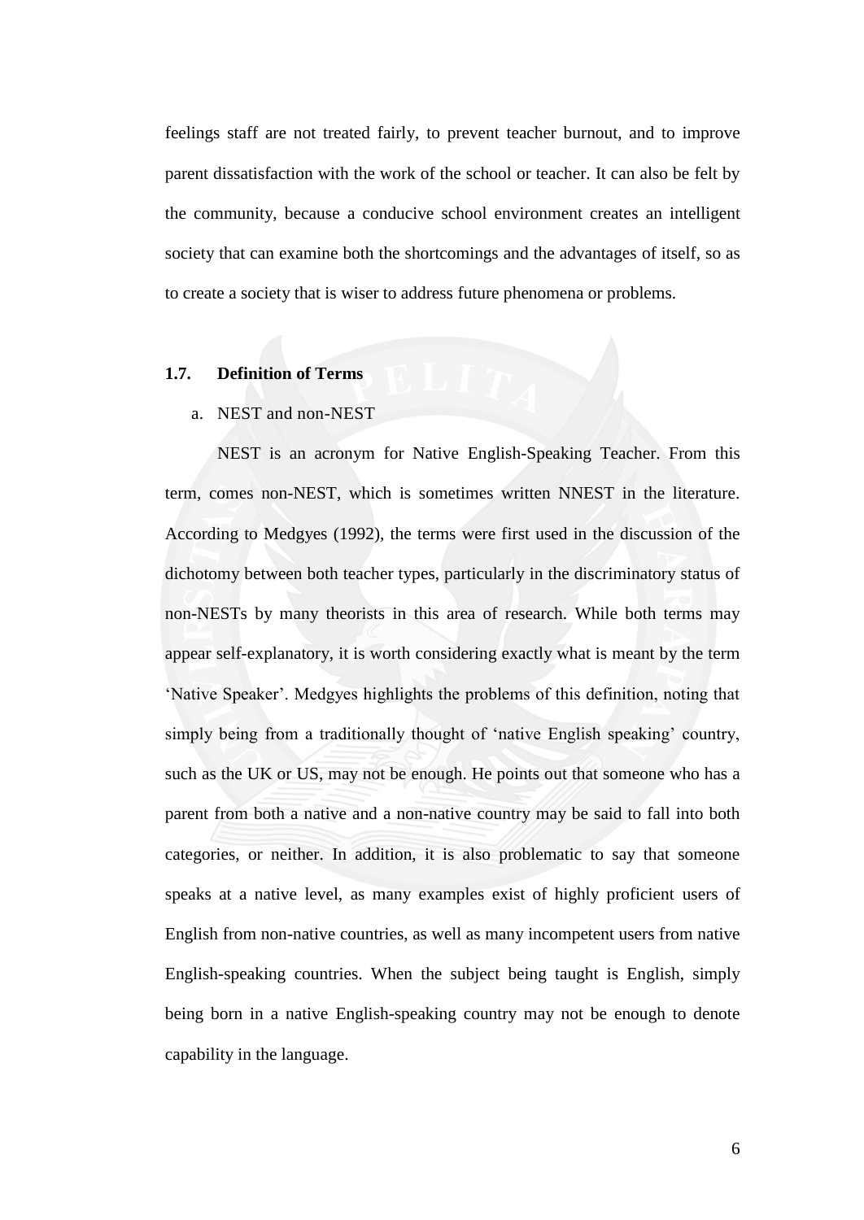feelings staff are not treated fairly, to prevent teacher burnout, and to improve parent dissatisfaction with the work of the school or teacher. It can also be felt by the community, because a conducive school environment creates an intelligent society that can examine both the shortcomings and the advantages of itself, so as to create a society that is wiser to address future phenomena or problems.

## 1.7. Definition of Terms

a. NEST and non-NEST

NEST is an acronym for Native English-Speaking Teacher. From this term, comes non-NEST, which is sometimes written NNEST in the literature. According to Medgyes (1992), the terms were first used in the discussion of the dichotomy between both teacher types, particularly in the discriminatory status of non-NESTs by many theorists in this area of research. While both terms may appear self-explanatory, it is worth considering exactly what is meant by the term 'Native Speaker'. Medgyes highlights the problems of this definition, noting that simply being from a traditionally thought of 'native English speaking' country, such as the UK or US, may not be enough. He points out that someone who has a parent from both a native and a non-native country may be said to fall into both categories, or neither. In addition, it is also problematic to say that someone speaks at a native level, as many examples exist of highly proficient users of English from non-native countries, as well as many incompetent users from native English-speaking countries. When the subject being taught is English, simply being born in a native English-speaking country may not be enough to denote capability in the language.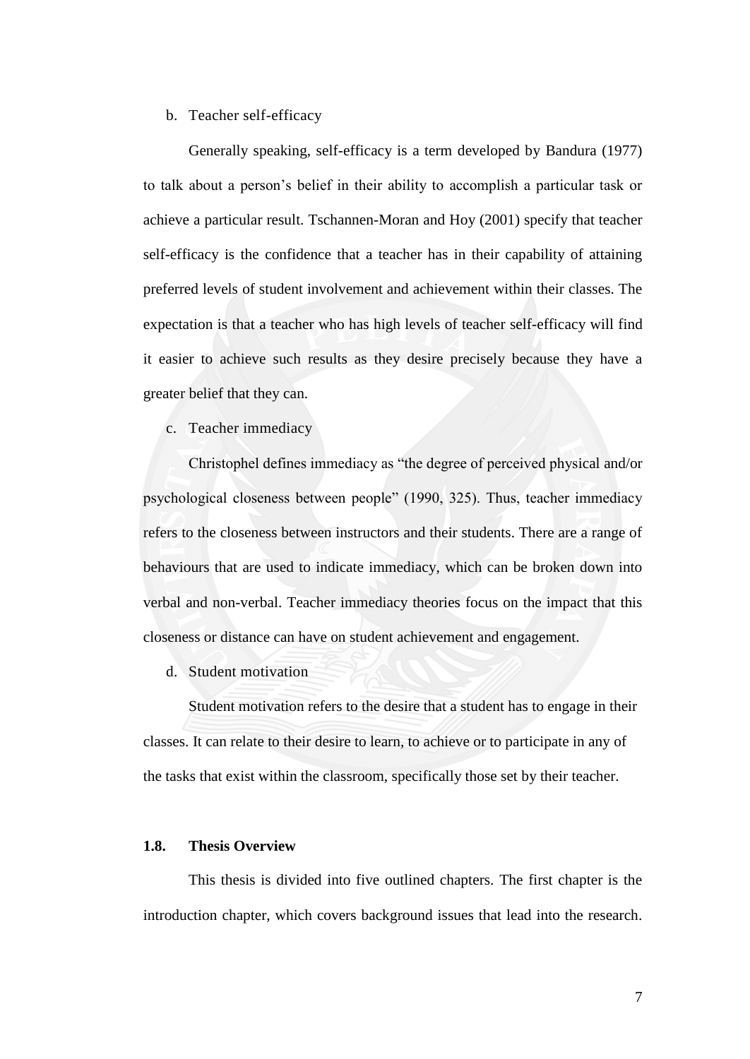b. Teacher self-efficacy

Generally speaking, self-efficacy is a term developed by Bandura (1977) to talk about a person's belief in their ability to accomplish a particular task or achieve a particular result. Tschannen-Moran and Hoy (2001) specify that teacher self-efficacy is the confidence that a teacher has in their capability of attaining preferred levels of student involvement and achievement within their classes. The expectation is that a teacher who has high levels of teacher self-efficacy will find it easier to achieve such results as they desire precisely because they have a greater belief that they can.

c. Teacher immediacy

Christophel defines immediacy as "the degree of perceived physical and/or psychological closeness between people" (1990, 325). Thus, teacher immediacy refers to the closeness between instructors and their students. There are a range of behaviours that are used to indicate immediacy, which can be broken down into verbal and non-verbal. Teacher immediacy theories focus on the impact that this closeness or distance can have on student achievement and engagement.

d. Student motivation

Student motivation refers to the desire that a student has to engage in their classes. It can relate to their desire to learn, to achieve or to participate in any of the tasks that exist within the classroom, specifically those set by their teacher.

### 1.8. Thesis Overview

This thesis is divided into five outlined chapters. The first chapter is the introduction chapter, which covers background issues that lead into the research.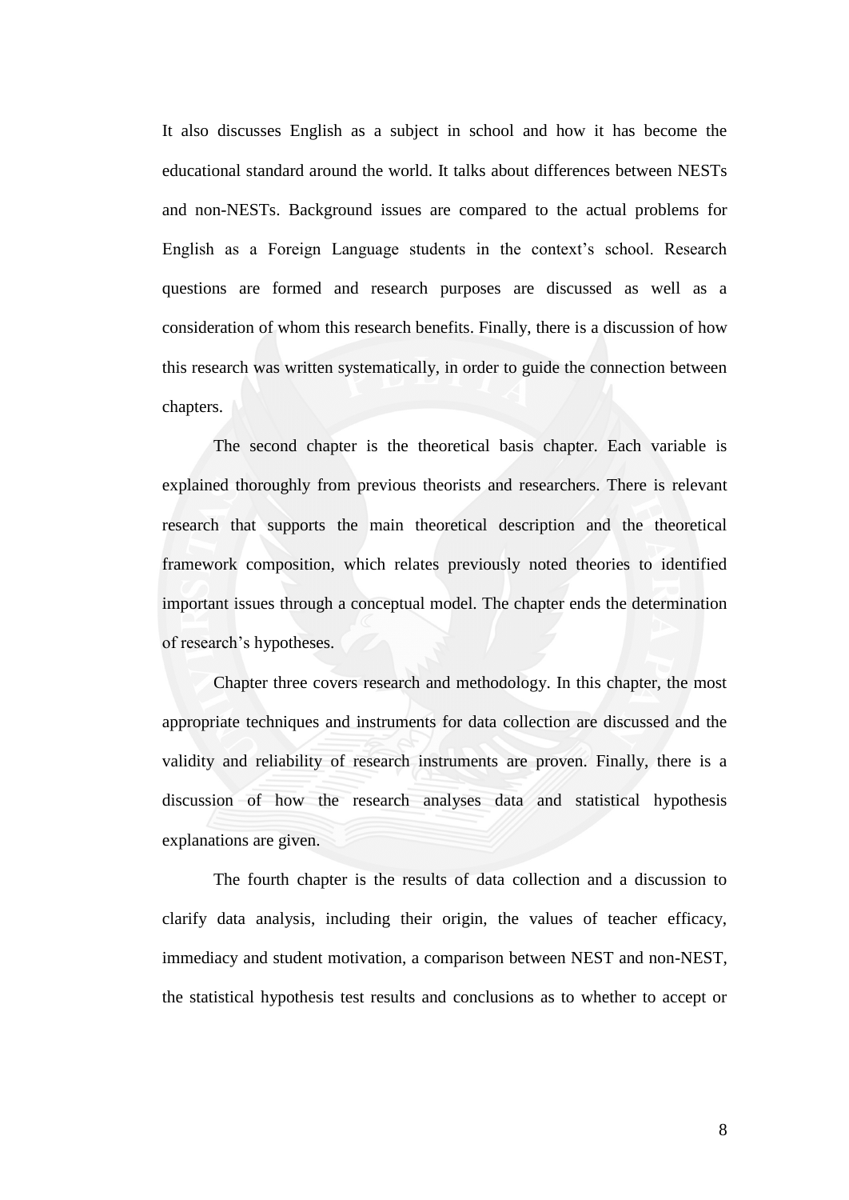It also discusses English as a subject in school and how it has become the educational standard around the world. It talks about differences between NESTs and non-NESTs. Background issues are compared to the actual problems for English as a Foreign Language students in the context's school. Research questions are formed and research purposes are discussed as well as a consideration of whom this research benefits. Finally, there is a discussion of how this research was written systematically, in order to guide the connection between chapters.

The second chapter is the theoretical basis chapter. Each variable is explained thoroughly from previous theorists and researchers. There is relevant research that supports the main theoretical description and the theoretical framework composition, which relates previously noted theories to identified important issues through a conceptual model. The chapter ends the determination of research's hypotheses.

Chapter three covers research and methodology. In this chapter, the most appropriate techniques and instruments for data collection are discussed and the validity and reliability of research instruments are proven. Finally, there is a discussion of how the research analyses data and statistical hypothesis explanations are given.

The fourth chapter is the results of data collection and a discussion to clarify data analysis, including their origin, the values of teacher efficacy, immediacy and student motivation, a comparison between NEST and non-NEST, the statistical hypothesis test results and conclusions as to whether to accept or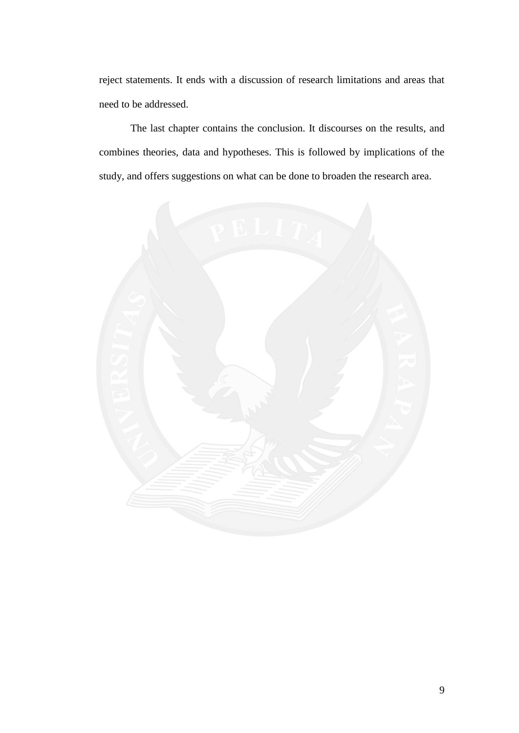reject statements. It ends with a discussion of research limitations and areas that need to be addressed.

The last chapter contains the conclusion. It discourses on the results, and combines theories, data and hypotheses. This is followed by implications of the study, and offers suggestions on what can be done to broaden the research area.